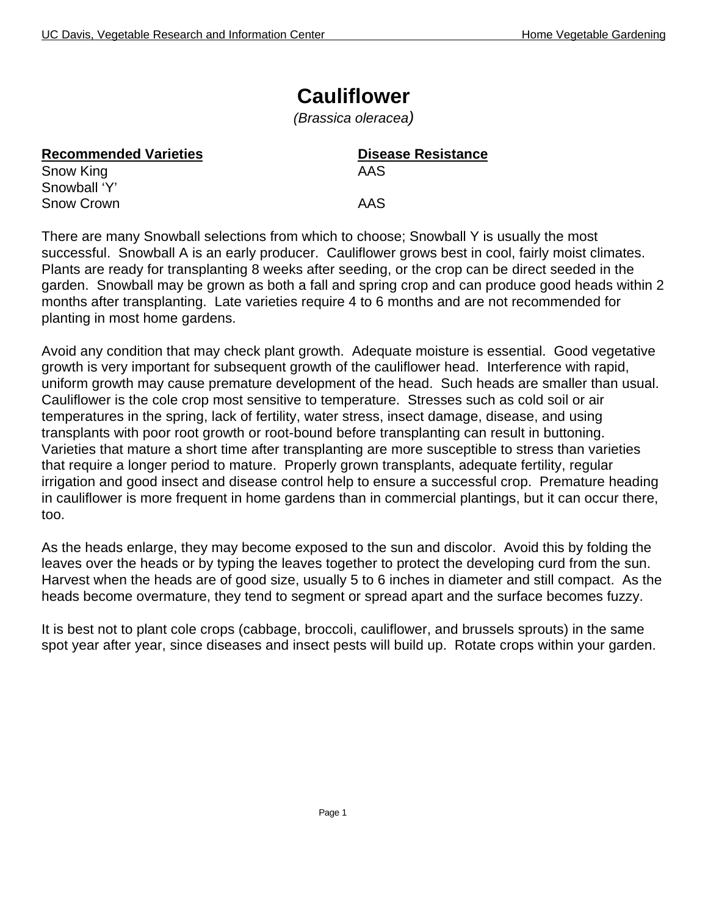# Cauliflower

*(Brassica oleracea)*

| **Recommended Varieties** | **Disease Resistance** |
|---|---|
| Snow King | AAS |
| Snowball 'Y' | |
| Snow Crown | AAS |

There are many Snowball selections from which to choose; Snowball Y is usually the most successful. Snowball A is an early producer. Cauliflower grows best in cool, fairly moist climates. Plants are ready for transplanting 8 weeks after seeding, or the crop can be direct seeded in the garden. Snowball may be grown as both a fall and spring crop and can produce good heads within 2 months after transplanting. Late varieties require 4 to 6 months and are not recommended for planting in most home gardens.

Avoid any condition that may check plant growth. Adequate moisture is essential. Good vegetative growth is very important for subsequent growth of the cauliflower head. Interference with rapid, uniform growth may cause premature development of the head. Such heads are smaller than usual. Cauliflower is the cole crop most sensitive to temperature. Stresses such as cold soil or air temperatures in the spring, lack of fertility, water stress, insect damage, disease, and using transplants with poor root growth or root-bound before transplanting can result in buttoning. Varieties that mature a short time after transplanting are more susceptible to stress than varieties that require a longer period to mature. Properly grown transplants, adequate fertility, regular irrigation and good insect and disease control help to ensure a successful crop. Premature heading in cauliflower is more frequent in home gardens than in commercial plantings, but it can occur there, too.

As the heads enlarge, they may become exposed to the sun and discolor. Avoid this by folding the leaves over the heads or by typing the leaves together to protect the developing curd from the sun. Harvest when the heads are of good size, usually 5 to 6 inches in diameter and still compact. As the heads become overmature, they tend to segment or spread apart and the surface becomes fuzzy.

It is best not to plant cole crops (cabbage, broccoli, cauliflower, and brussels sprouts) in the same spot year after year, since diseases and insect pests will build up. Rotate crops within your garden.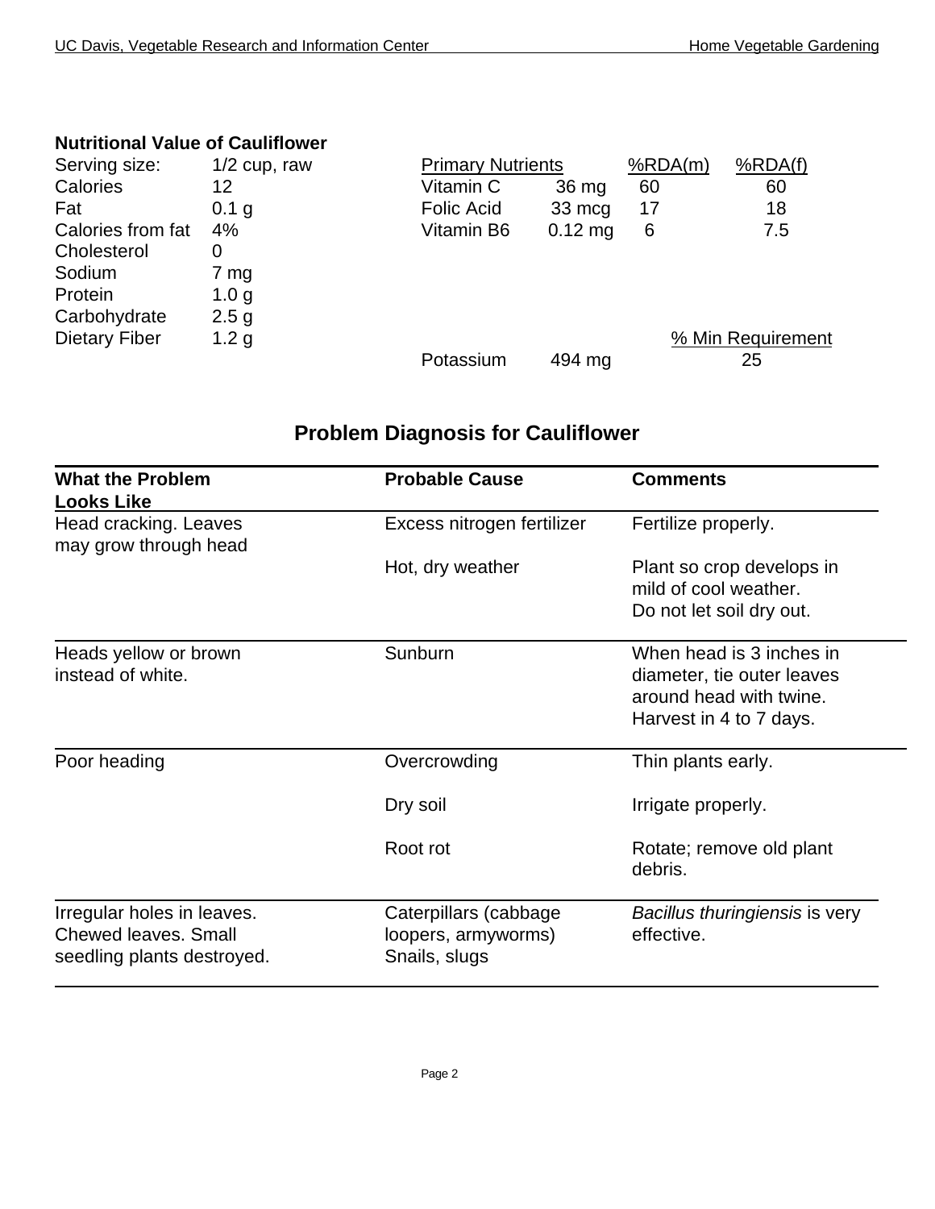## Nutritional Value of Cauliflower

| | |
|---|---|
| Serving size: | 1/2 cup, raw |
| Calories | 12 |
| Fat | 0.1 g |
| Calories from fat | 4% |
| Cholesterol | 0 |
| Sodium | 7 mg |
| Protein | 1.0 g |
| Carbohydrate | 2.5 g |
| Dietary Fiber | 1.2 g |

| Primary Nutrients | | %RDA(m) | %RDA(f) |
|---|---|---|---|
| Vitamin C | 36 mg | 60 | 60 |
| Folic Acid | 33 mcg | 17 | 18 |
| Vitamin B6 | 0.12 mg | 6 | 7.5 |

| | | % Min Requirement |
|---|---|---|
| Potassium | 494 mg | 25 |

## Problem Diagnosis for Cauliflower

| What the Problem Looks Like | Probable Cause | Comments |
|---|---|---|
| Head cracking. Leaves may grow through head | Excess nitrogen fertilizer | Fertilize properly. |
| | Hot, dry weather | Plant so crop develops in mild of cool weather. Do not let soil dry out. |
| Heads yellow or brown instead of white. | Sunburn | When head is 3 inches in diameter, tie outer leaves around head with twine. Harvest in 4 to 7 days. |
| Poor heading | Overcrowding | Thin plants early. |
| | Dry soil | Irrigate properly. |
| | Root rot | Rotate; remove old plant debris. |
| Irregular holes in leaves. Chewed leaves. Small seedling plants destroyed. | Caterpillars (cabbage loopers, armyworms) Snails, slugs | *Bacillus thuringiensis* is very effective. |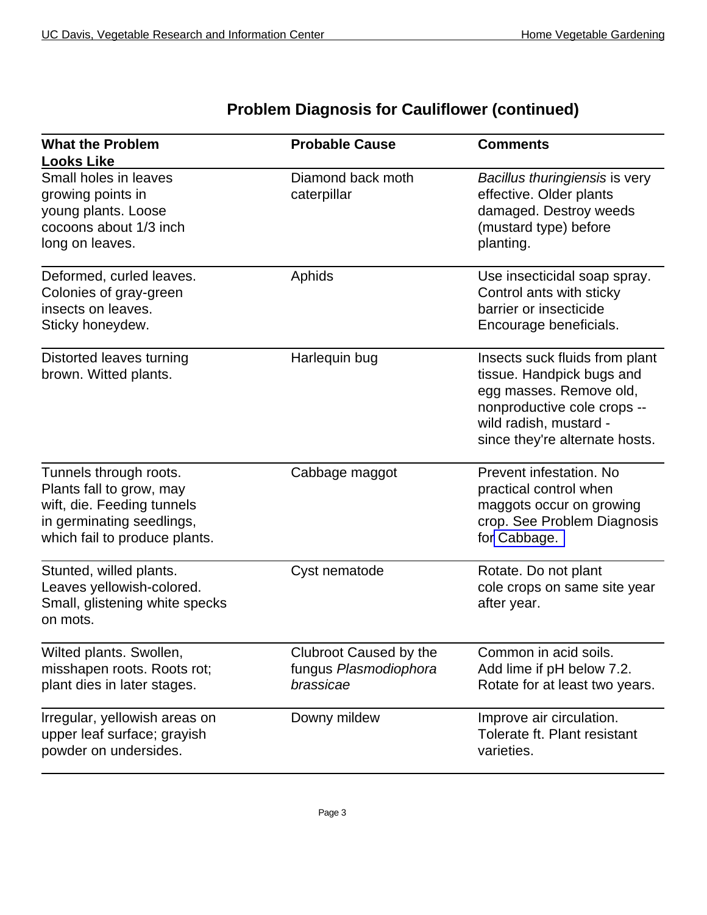## Problem Diagnosis for Cauliflower (continued)

| What the Problem Looks Like | Probable Cause | Comments |
| --- | --- | --- |
| Small holes in leaves growing points in young plants. Loose cocoons about 1/3 inch long on leaves. | Diamond back moth caterpillar | *Bacillus thuringiensis* is very effective. Older plants damaged. Destroy weeds (mustard type) before planting. |
| Deformed, curled leaves. Colonies of gray-green insects on leaves. Sticky honeydew. | Aphids | Use insecticidal soap spray. Control ants with sticky barrier or insecticide Encourage beneficials. |
| Distorted leaves turning brown. Witted plants. | Harlequin bug | Insects suck fluids from plant tissue. Handpick bugs and egg masses. Remove old, nonproductive cole crops -- wild radish, mustard - since they're alternate hosts. |
| Tunnels through roots. Plants fall to grow, may wift, die. Feeding tunnels in germinating seedlings, which fail to produce plants. | Cabbage maggot | Prevent infestation. No practical control when maggots occur on growing crop. See Problem Diagnosis for Cabbage. |
| Stunted, willed plants. Leaves yellowish-colored. Small, glistening white specks on mots. | Cyst nematode | Rotate. Do not plant cole crops on same site year after year. |
| Wilted plants. Swollen, misshapen roots. Roots rot; plant dies in later stages. | Clubroot Caused by the fungus *Plasmodiophora brassicae* | Common in acid soils. Add lime if pH below 7.2. Rotate for at least two years. |
| Irregular, yellowish areas on upper leaf surface; grayish powder on undersides. | Downy mildew | Improve air circulation. Tolerate ft. Plant resistant varieties. |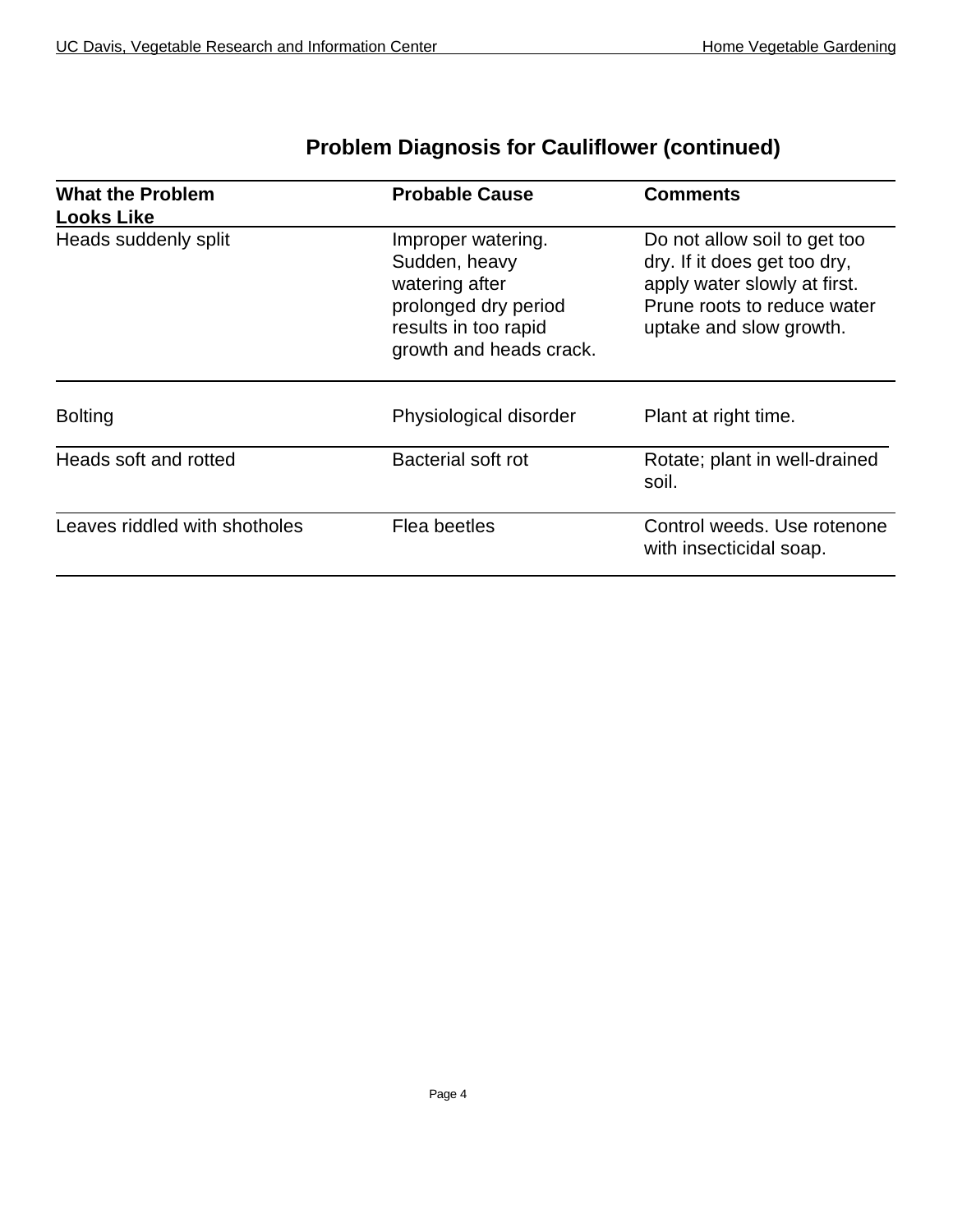## Problem Diagnosis for Cauliflower (continued)

| What the Problem Looks Like | Probable Cause | Comments |
|---|---|---|
| Heads suddenly split | Improper watering. Sudden, heavy watering after prolonged dry period results in too rapid growth and heads crack. | Do not allow soil to get too dry. If it does get too dry, apply water slowly at first. Prune roots to reduce water uptake and slow growth. |
| Bolting | Physiological disorder | Plant at right time. |
| Heads soft and rotted | Bacterial soft rot | Rotate; plant in well-drained soil. |
| Leaves riddled with shotholes | Flea beetles | Control weeds. Use rotenone with insecticidal soap. |